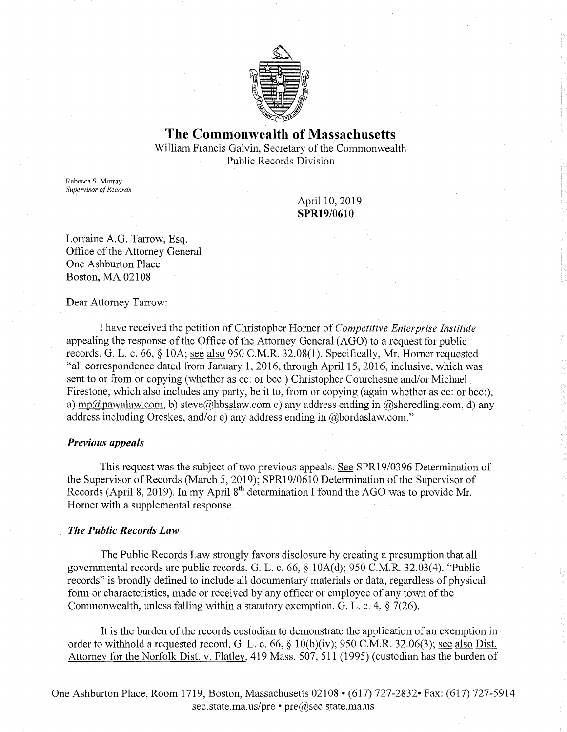# The Commonwealth of Massachusetts

William Francis Galvin, Secretary of the Commonwealth
Public Records Division

Rebecca S. Murray
*Supervisor of Records*

April 10, 2019
**SPR19/0610**

Lorraine A.G. Tarrow, Esq.
Office of the Attorney General
One Ashburton Place
Boston, MA 02108

Dear Attorney Tarrow:

I have received the petition of Christopher Horner of *Competitive Enterprise Institute* appealing the response of the Office of the Attorney General (AGO) to a request for public records. G. L. c. 66, § 10A; see also 950 C.M.R. 32.08(1). Specifically, Mr. Horner requested "all correspondence dated from January 1, 2016, through April 15, 2016, inclusive, which was sent to or from or copying (whether as cc: or bcc:) Christopher Courchesne and/or Michael Firestone, which also includes any party, be it to, from or copying (again whether as cc: or bcc:), a) mp@pawalaw.com, b) steve@hbsslaw.com c) any address ending in @sheredling.com, d) any address including Oreskes, and/or e) any address ending in @bordaslaw.com."

### *Previous appeals*

This request was the subject of two previous appeals. See SPR19/0396 Determination of the Supervisor of Records (March 5, 2019); SPR19/0610 Determination of the Supervisor of Records (April 8, 2019). In my April 8th determination I found the AGO was to provide Mr. Horner with a supplemental response.

### *The Public Records Law*

The Public Records Law strongly favors disclosure by creating a presumption that all governmental records are public records. G. L. c. 66, § 10A(d); 950 C.M.R. 32.03(4). "Public records" is broadly defined to include all documentary materials or data, regardless of physical form or characteristics, made or received by any officer or employee of any town of the Commonwealth, unless falling within a statutory exemption. G. L. c. 4, § 7(26).

It is the burden of the records custodian to demonstrate the application of an exemption in order to withhold a requested record. G. L. c. 66, § 10(b)(iv); 950 C.M.R. 32.06(3); see also Dist. Attorney for the Norfolk Dist. v. Flatley, 419 Mass. 507, 511 (1995) (custodian has the burden of

One Ashburton Place, Room 1719, Boston, Massachusetts 02108 • (617) 727-2832• Fax: (617) 727-5914
sec.state.ma.us/pre • pre@sec.state.ma.us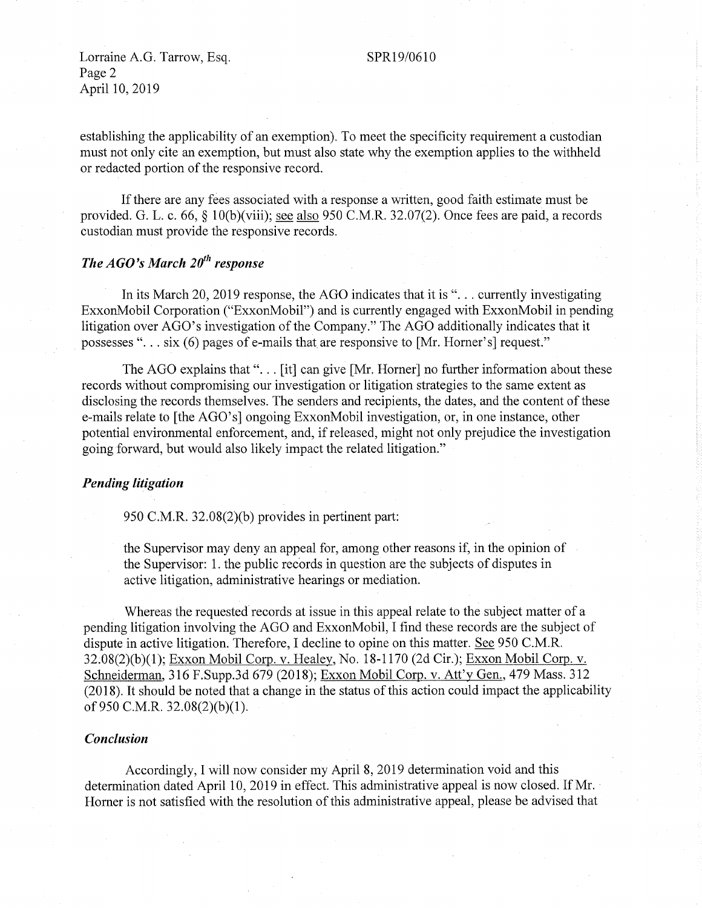establishing the applicability of an exemption). To meet the specificity requirement a custodian must not only cite an exemption, but must also state why the exemption applies to the withheld or redacted portion of the responsive record.

If there are any fees associated with a response a written, good faith estimate must be provided. G. L. c. 66, § 10(b)(viii); see also 950 C.M.R. 32.07(2). Once fees are paid, a records custodian must provide the responsive records.

### *The AGO's March 20th response*

In its March 20, 2019 response, the AGO indicates that it is ". . . currently investigating ExxonMobil Corporation ("ExxonMobil") and is currently engaged with ExxonMobil in pending litigation over AGO's investigation of the Company." The AGO additionally indicates that it possesses ". . . six (6) pages of e-mails that are responsive to [Mr. Horner's] request."

The AGO explains that ". . . [it] can give [Mr. Horner] no further information about these records without compromising our investigation or litigation strategies to the same extent as disclosing the records themselves. The senders and recipients, the dates, and the content of these e-mails relate to [the AGO's] ongoing ExxonMobil investigation, or, in one instance, other potential environmental enforcement, and, if released, might not only prejudice the investigation going forward, but would also likely impact the related litigation."

### *Pending litigation*

950 C.M.R. 32.08(2)(b) provides in pertinent part:

> the Supervisor may deny an appeal for, among other reasons if, in the opinion of the Supervisor: 1. the public records in question are the subjects of disputes in active litigation, administrative hearings or mediation.

Whereas the requested records at issue in this appeal relate to the subject matter of a pending litigation involving the AGO and ExxonMobil, I find these records are the subject of dispute in active litigation. Therefore, I decline to opine on this matter. See 950 C.M.R. 32.08(2)(b)(1); Exxon Mobil Corp. v. Healey, No. 18-1170 (2d Cir.); Exxon Mobil Corp. v. Schneiderman, 316 F.Supp.3d 679 (2018); Exxon Mobil Corp. v. Att'y Gen., 479 Mass. 312 (2018). It should be noted that a change in the status of this action could impact the applicability of 950 C.M.R. 32.08(2)(b)(1).

### *Conclusion*

Accordingly, I will now consider my April 8, 2019 determination void and this determination dated April 10, 2019 in effect. This administrative appeal is now closed. If Mr. Horner is not satisfied with the resolution of this administrative appeal, please be advised that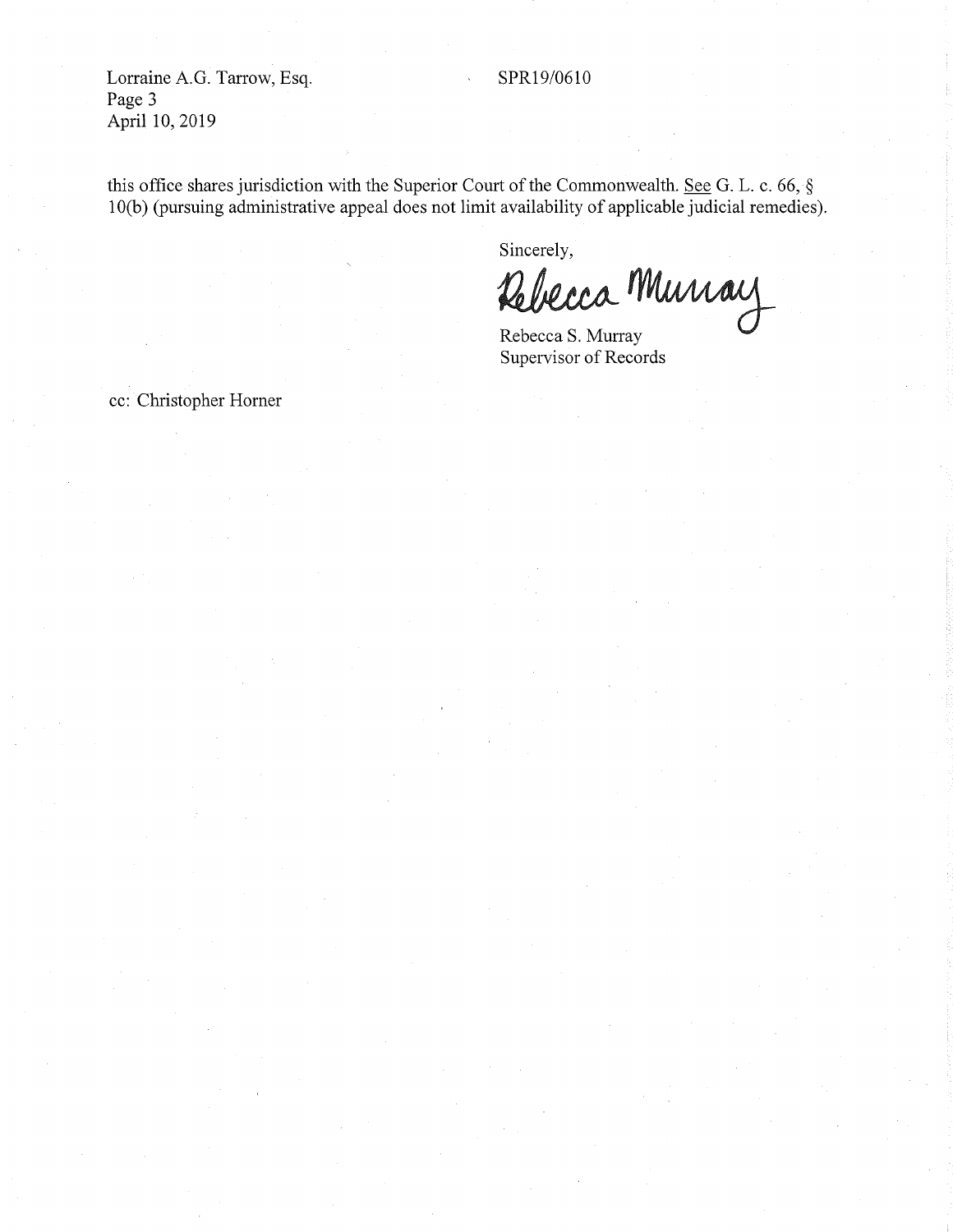this office shares jurisdiction with the Superior Court of the Commonwealth. See G. L. c. 66, § 10(b) (pursuing administrative appeal does not limit availability of applicable judicial remedies).

Sincerely,

Rebecca Murray

Rebecca S. Murray
Supervisor of Records

cc: Christopher Horner